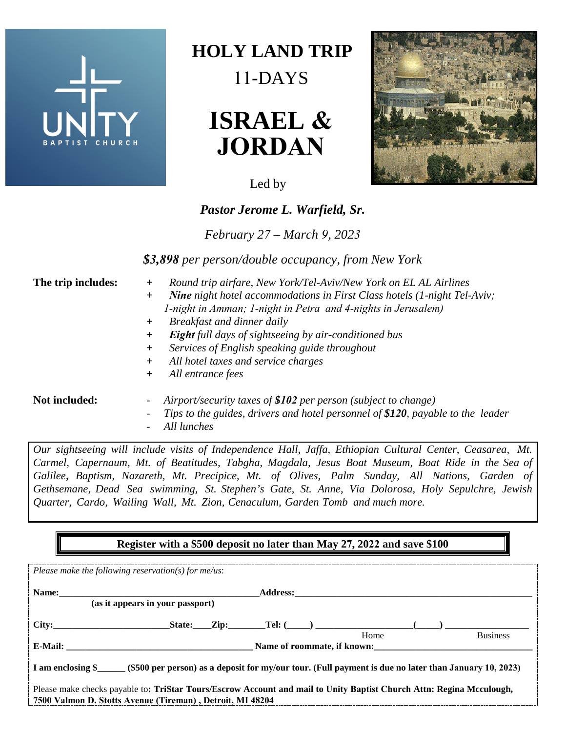UNITY BAPTIST CHURCH

# HOLY LAND TRIP

11-DAYS

# ISRAEL & JORDAN

Led by

***Pastor Jerome L. Warfield, Sr.***

*February 27 – March 9, 2023*

***$3,898** per person/double occupancy, from New York*

**The trip includes:**

- *Round trip airfare, New York/Tel-Aviv/New York on EL AL Airlines*
- ***Nine** night hotel accommodations in First Class hotels (1-night Tel-Aviv; 1-night in Amman; 1-night in Petra and 4-nights in Jerusalem)*
- *Breakfast and dinner daily*
- ***Eight** full days of sightseeing by air-conditioned bus*
- *Services of English speaking guide throughout*
- *All hotel taxes and service charges*
- *All entrance fees*

**Not included:**

- *Airport/security taxes of **$102** per person (subject to change)*
- *Tips to the guides, drivers and hotel personnel of **$120**, payable to the leader*
- *All lunches*

*Our sightseeing will include visits of Independence Hall, Jaffa, Ethiopian Cultural Center, Ceasarea, Mt. Carmel, Capernaum, Mt. of Beatitudes, Tabgha, Magdala, Jesus Boat Museum, Boat Ride in the Sea of Galilee, Baptism, Nazareth, Mt. Precipice, Mt. of Olives, Palm Sunday, All Nations, Garden of Gethsemane, Dead Sea swimming, St. Stephen's Gate, St. Anne, Via Dolorosa, Holy Sepulchre, Jewish Quarter, Cardo, Wailing Wall, Mt. Zion, Cenaculum, Garden Tomb and much more.*

**Register with a $500 deposit no later than May 27, 2022 and save $100**

*Please make the following reservation(s) for me/us:*

**Name:**\_\_\_\_\_\_\_\_\_\_\_\_\_\_\_\_\_\_\_\_\_\_\_\_\_\_\_\_\_\_\_\_\_\_\_\_\_\_\_\_ **Address:**\_\_\_\_\_\_\_\_\_\_\_\_\_\_\_\_\_\_\_\_\_\_\_\_\_\_\_\_\_\_\_\_\_\_\_\_\_\_\_\_\_\_\_\_\_\_

**(as it appears in your passport)**

**City:**\_\_\_\_\_\_\_\_\_\_\_\_\_\_\_\_\_\_\_\_\_\_\_\_ **State:**\_\_\_\_ **Zip:**\_\_\_\_\_\_\_ **Tel: (\_\_\_\_\_)** \_\_\_\_\_\_\_\_\_\_\_\_\_\_\_\_\_\_\_\_ **(\_\_\_\_\_)** \_\_\_\_\_\_\_\_\_\_\_\_\_\_\_\_\_\_

Home Business

**E-Mail:** \_\_\_\_\_\_\_\_\_\_\_\_\_\_\_\_\_\_\_\_\_\_\_\_\_\_\_\_\_\_\_\_\_\_\_\_\_\_\_\_ **Name of roommate, if known:**\_\_\_\_\_\_\_\_\_\_\_\_\_\_\_\_\_\_\_\_\_\_\_\_\_\_\_\_\_\_\_\_\_\_

**I am enclosing $\_\_\_\_\_\_ ($500 per person) as a deposit for my/our tour. (Full payment is due no later than January 10, 2023)**

Please make checks payable to**: TriStar Tours/Escrow Account and mail to Unity Baptist Church Attn: Regina Mcculough, 7500 Valmon D. Stotts Avenue (Tireman) , Detroit, MI 48204**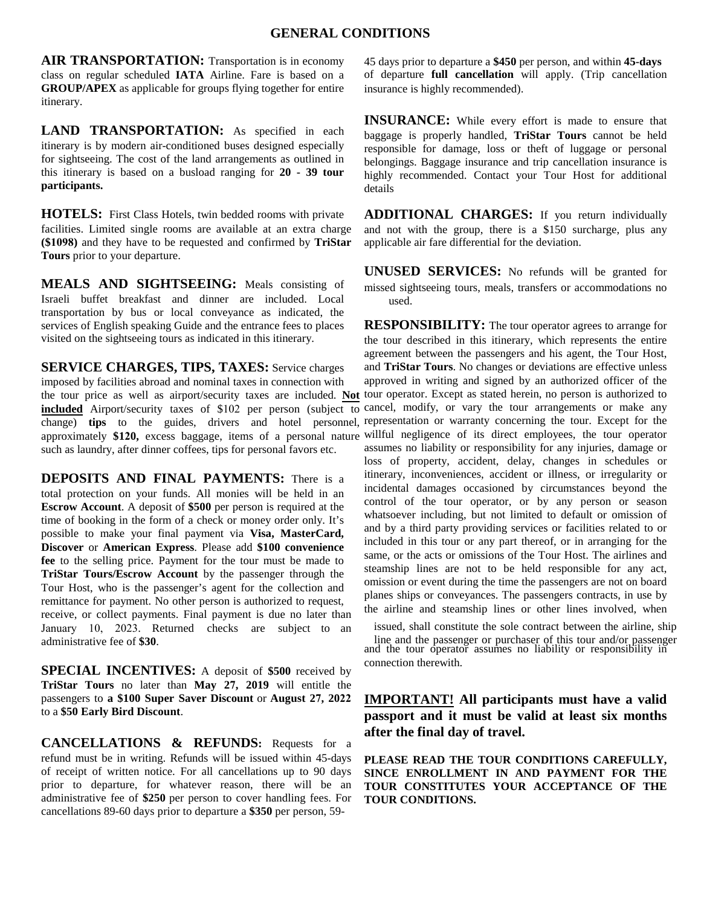# GENERAL CONDITIONS

**AIR TRANSPORTATION:** Transportation is in economy class on regular scheduled **IATA** Airline. Fare is based on a **GROUP/APEX** as applicable for groups flying together for entire itinerary.

**LAND TRANSPORTATION:** As specified in each itinerary is by modern air-conditioned buses designed especially for sightseeing. The cost of the land arrangements as outlined in this itinerary is based on a busload ranging for **20 - 39 tour participants.**

**HOTELS:** First Class Hotels, twin bedded rooms with private facilities. Limited single rooms are available at an extra charge **($1098)** and they have to be requested and confirmed by **TriStar Tours** prior to your departure.

**MEALS AND SIGHTSEEING:** Meals consisting of Israeli buffet breakfast and dinner are included. Local transportation by bus or local conveyance as indicated, the services of English speaking Guide and the entrance fees to places visited on the sightseeing tours as indicated in this itinerary.

**SERVICE CHARGES, TIPS, TAXES:** Service charges imposed by facilities abroad and nominal taxes in connection with the tour price as well as airport/security taxes are included. **Not included** Airport/security taxes of $102 per person (subject to change) **tips** to the guides, drivers and hotel personnel, approximately **$120,** excess baggage, items of a personal nature such as laundry, after dinner coffees, tips for personal favors etc.

**DEPOSITS AND FINAL PAYMENTS:** There is a total protection on your funds. All monies will be held in an **Escrow Account**. A deposit of **$500** per person is required at the time of booking in the form of a check or money order only. It's possible to make your final payment via **Visa, MasterCard, Discover** or **American Express**. Please add **$100 convenience fee** to the selling price. Payment for the tour must be made to **TriStar Tours/Escrow Account** by the passenger through the Tour Host, who is the passenger's agent for the collection and remittance for payment. No other person is authorized to request, receive, or collect payments. Final payment is due no later than January 10, 2023. Returned checks are subject to an administrative fee of **$30**.

**SPECIAL INCENTIVES:** A deposit of **$500** received by **TriStar Tours** no later than **May 27, 2019** will entitle the passengers to **a $100 Super Saver Discount** or **August 27, 2022** to a **$50 Early Bird Discount**.

**CANCELLATIONS & REFUNDS:** Requests for a refund must be in writing. Refunds will be issued within 45-days of receipt of written notice. For all cancellations up to 90 days prior to departure, for whatever reason, there will be an administrative fee of **$250** per person to cover handling fees. For cancellations 89-60 days prior to departure a **$350** per person, 59-45 days prior to departure a **$450** per person, and within **45-days** of departure **full cancellation** will apply. (Trip cancellation insurance is highly recommended).

**INSURANCE:** While every effort is made to ensure that baggage is properly handled, **TriStar Tours** cannot be held responsible for damage, loss or theft of luggage or personal belongings. Baggage insurance and trip cancellation insurance is highly recommended. Contact your Tour Host for additional details

**ADDITIONAL CHARGES:** If you return individually and not with the group, there is a $150 surcharge, plus any applicable air fare differential for the deviation.

**UNUSED SERVICES:** No refunds will be granted for missed sightseeing tours, meals, transfers or accommodations no used.

**RESPONSIBILITY:** The tour operator agrees to arrange for the tour described in this itinerary, which represents the entire agreement between the passengers and his agent, the Tour Host, and **TriStar Tours**. No changes or deviations are effective unless approved in writing and signed by an authorized officer of the tour operator. Except as stated herein, no person is authorized to cancel, modify, or vary the tour arrangements or make any representation or warranty concerning the tour. Except for the willful negligence of its direct employees, the tour operator assumes no liability or responsibility for any injuries, damage or loss of property, accident, delay, changes in schedules or itinerary, inconveniences, accident or illness, or irregularity or incidental damages occasioned by circumstances beyond the control of the tour operator, or by any person or season whatsoever including, but not limited to default or omission of and by a third party providing services or facilities related to or included in this tour or any part thereof, or in arranging for the same, or the acts or omissions of the Tour Host. The airlines and steamship lines are not to be held responsible for any act, omission or event during the time the passengers are not on board planes ships or conveyances. The passengers contracts, in use by the airline and steamship lines or other lines involved, when issued, shall constitute the sole contract between the airline, ship line and the passenger or purchaser of this tour and/or passenger and the tour operator assumes no liability or responsibility in connection therewith.

**IMPORTANT! All participants must have a valid passport and it must be valid at least six months after the final day of travel.**

**PLEASE READ THE TOUR CONDITIONS CAREFULLY, SINCE ENROLLMENT IN AND PAYMENT FOR THE TOUR CONSTITUTES YOUR ACCEPTANCE OF THE TOUR CONDITIONS.**